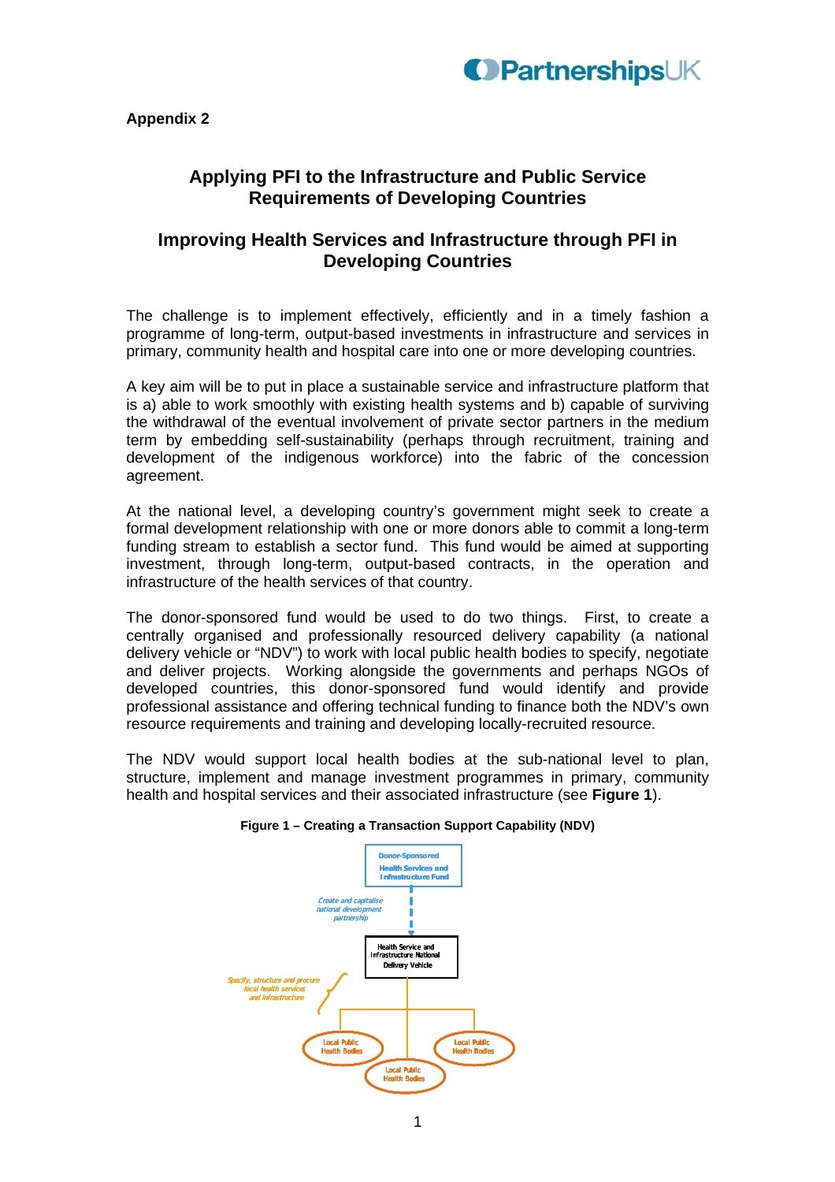**Appendix 2**

# Applying PFI to the Infrastructure and Public Service Requirements of Developing Countries

## Improving Health Services and Infrastructure through PFI in Developing Countries

The challenge is to implement effectively, efficiently and in a timely fashion a programme of long-term, output-based investments in infrastructure and services in primary, community health and hospital care into one or more developing countries.

A key aim will be to put in place a sustainable service and infrastructure platform that is a) able to work smoothly with existing health systems and b) capable of surviving the withdrawal of the eventual involvement of private sector partners in the medium term by embedding self-sustainability (perhaps through recruitment, training and development of the indigenous workforce) into the fabric of the concession agreement.

At the national level, a developing country's government might seek to create a formal development relationship with one or more donors able to commit a long-term funding stream to establish a sector fund. This fund would be aimed at supporting investment, through long-term, output-based contracts, in the operation and infrastructure of the health services of that country.

The donor-sponsored fund would be used to do two things. First, to create a centrally organised and professionally resourced delivery capability (a national delivery vehicle or "NDV") to work with local public health bodies to specify, negotiate and deliver projects. Working alongside the governments and perhaps NGOs of developed countries, this donor-sponsored fund would identify and provide professional assistance and offering technical funding to finance both the NDV's own resource requirements and training and developing locally-recruited resource.

The NDV would support local health bodies at the sub-national level to plan, structure, implement and manage investment programmes in primary, community health and hospital services and their associated infrastructure (see **Figure 1**).

**Figure 1 – Creating a Transaction Support Capability (NDV)**

Donor-Sponsored Health Services and Infrastructure Fund

*Create and capitalise national development partnership*

Health Service and Infrastructure National Delivery Vehicle

*Specify, structure and procure local health services and infrastructure*

Local Public Health Bodies

Local Public Health Bodies

Local Public Health Bodies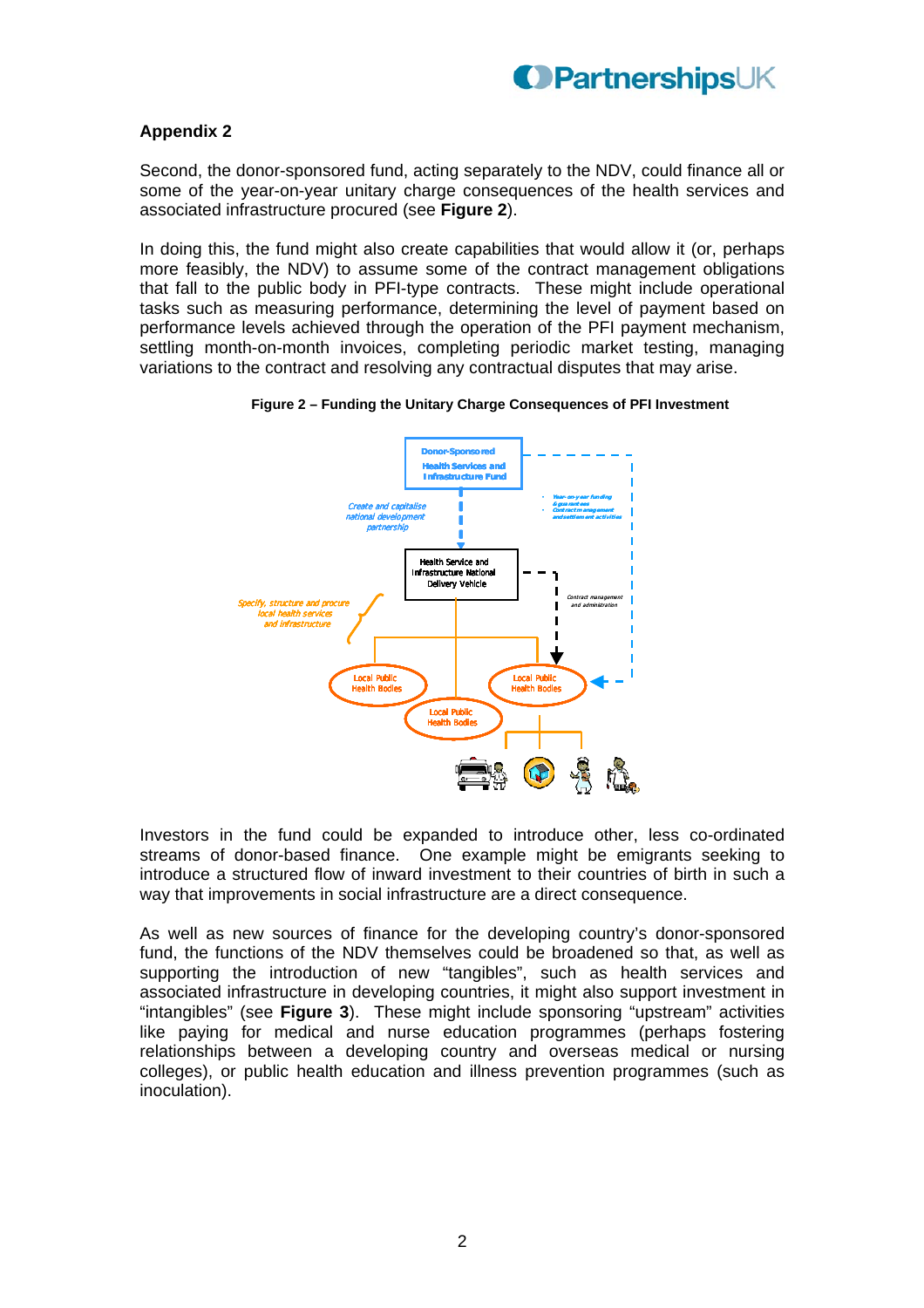## Appendix 2

Second, the donor-sponsored fund, acting separately to the NDV, could finance all or some of the year-on-year unitary charge consequences of the health services and associated infrastructure procured (see **Figure 2**).

In doing this, the fund might also create capabilities that would allow it (or, perhaps more feasibly, the NDV) to assume some of the contract management obligations that fall to the public body in PFI-type contracts. These might include operational tasks such as measuring performance, determining the level of payment based on performance levels achieved through the operation of the PFI payment mechanism, settling month-on-month invoices, completing periodic market testing, managing variations to the contract and resolving any contractual disputes that may arise.

**Figure 2 – Funding the Unitary Charge Consequences of PFI Investment**

Donor-Sponsored Health Services and Infrastructure Fund

Create and capitalise national development partnership

- Year-on-year funding & guarantees
- Contract management and settlement activities

Health Service and Infrastructure National Delivery Vehicle

Contract management and administration

Specify, structure and procure local health services and infrastructure

Local Public Health Bodies

Local Public Health Bodies

Local Public Health Bodies

Investors in the fund could be expanded to introduce other, less co-ordinated streams of donor-based finance. One example might be emigrants seeking to introduce a structured flow of inward investment to their countries of birth in such a way that improvements in social infrastructure are a direct consequence.

As well as new sources of finance for the developing country's donor-sponsored fund, the functions of the NDV themselves could be broadened so that, as well as supporting the introduction of new "tangibles", such as health services and associated infrastructure in developing countries, it might also support investment in "intangibles" (see **Figure 3**). These might include sponsoring "upstream" activities like paying for medical and nurse education programmes (perhaps fostering relationships between a developing country and overseas medical or nursing colleges), or public health education and illness prevention programmes (such as inoculation).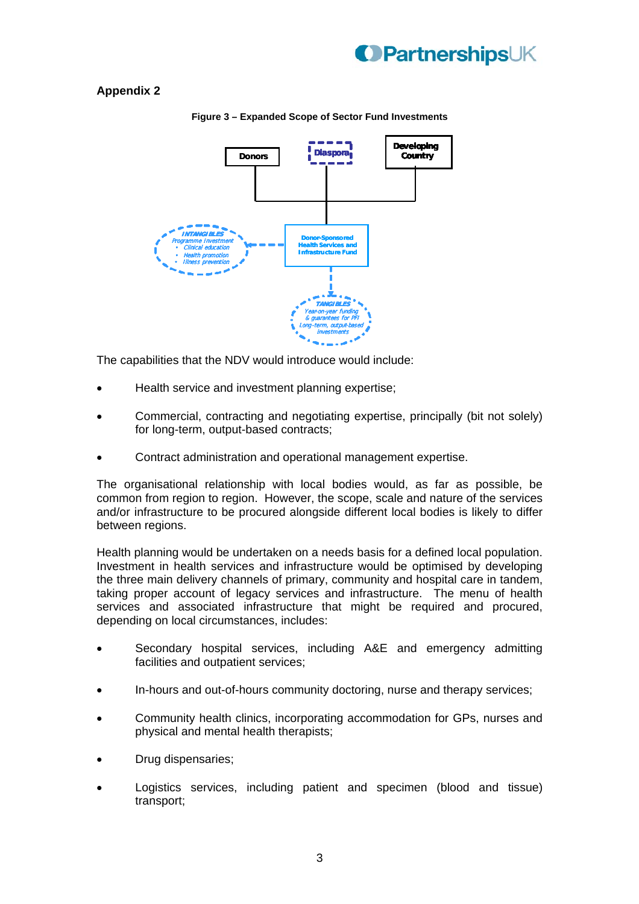## Appendix 2

**Figure 3 – Expanded Scope of Sector Fund Investments**

Donors

Diaspora

Developing Country

Donor-Sponsored Health Services and Infrastructure Fund

*INTANGIBLES*
*Programme Investment*
- *Clinical education*
- *Health promotion*
- *Illness prevention*

*TANGIBLES*
*Year-on-year funding & guarantees for PFI*
*Long-term, output-based investments*

The capabilities that the NDV would introduce would include:

- Health service and investment planning expertise;
- Commercial, contracting and negotiating expertise, principally (bit not solely) for long-term, output-based contracts;
- Contract administration and operational management expertise.

The organisational relationship with local bodies would, as far as possible, be common from region to region. However, the scope, scale and nature of the services and/or infrastructure to be procured alongside different local bodies is likely to differ between regions.

Health planning would be undertaken on a needs basis for a defined local population. Investment in health services and infrastructure would be optimised by developing the three main delivery channels of primary, community and hospital care in tandem, taking proper account of legacy services and infrastructure. The menu of health services and associated infrastructure that might be required and procured, depending on local circumstances, includes:

- Secondary hospital services, including A&E and emergency admitting facilities and outpatient services;
- In-hours and out-of-hours community doctoring, nurse and therapy services;
- Community health clinics, incorporating accommodation for GPs, nurses and physical and mental health therapists;
- Drug dispensaries;
- Logistics services, including patient and specimen (blood and tissue) transport;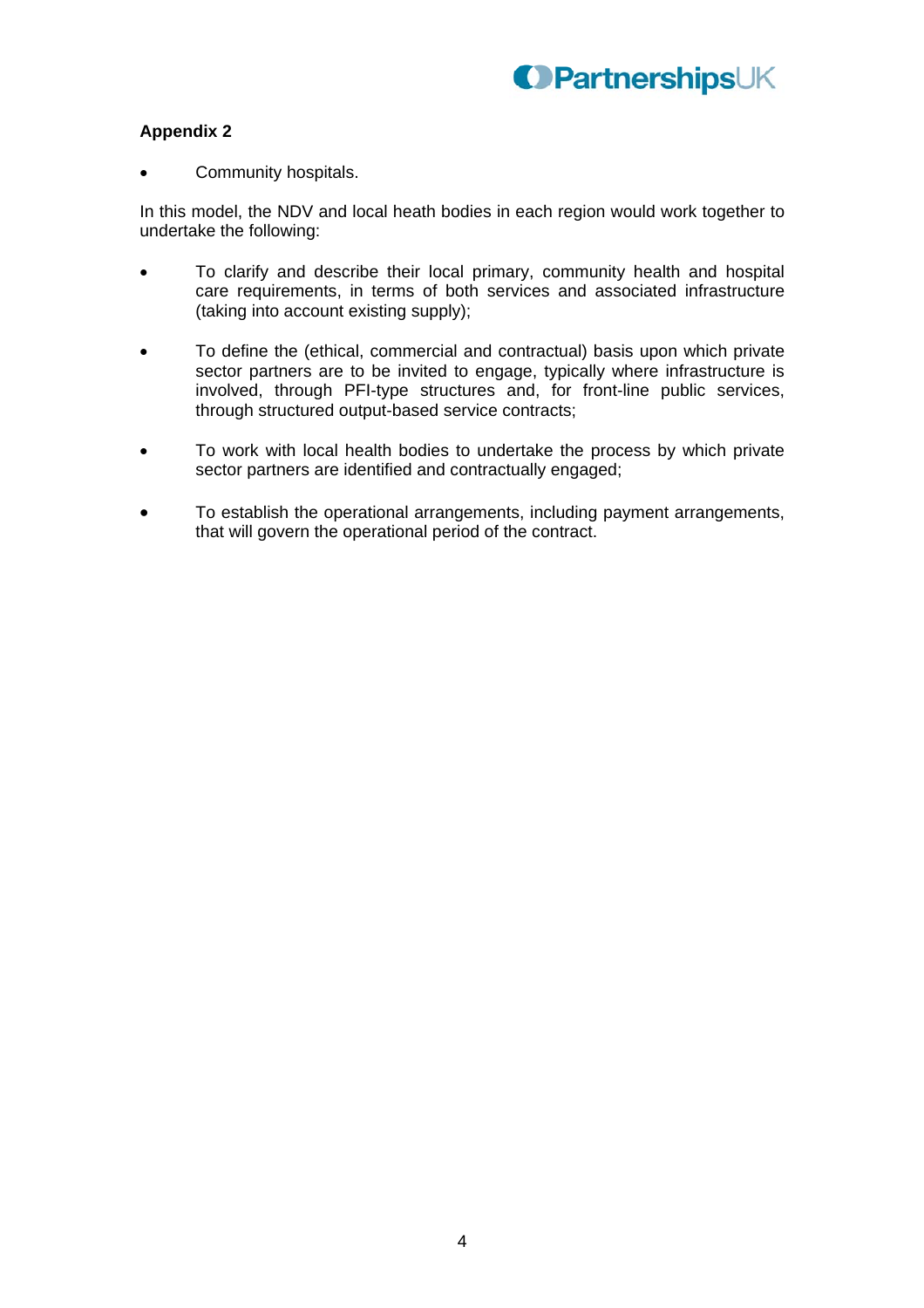**Appendix 2**

- Community hospitals.

In this model, the NDV and local heath bodies in each region would work together to undertake the following:

- To clarify and describe their local primary, community health and hospital care requirements, in terms of both services and associated infrastructure (taking into account existing supply);

- To define the (ethical, commercial and contractual) basis upon which private sector partners are to be invited to engage, typically where infrastructure is involved, through PFI-type structures and, for front-line public services, through structured output-based service contracts;

- To work with local health bodies to undertake the process by which private sector partners are identified and contractually engaged;

- To establish the operational arrangements, including payment arrangements, that will govern the operational period of the contract.